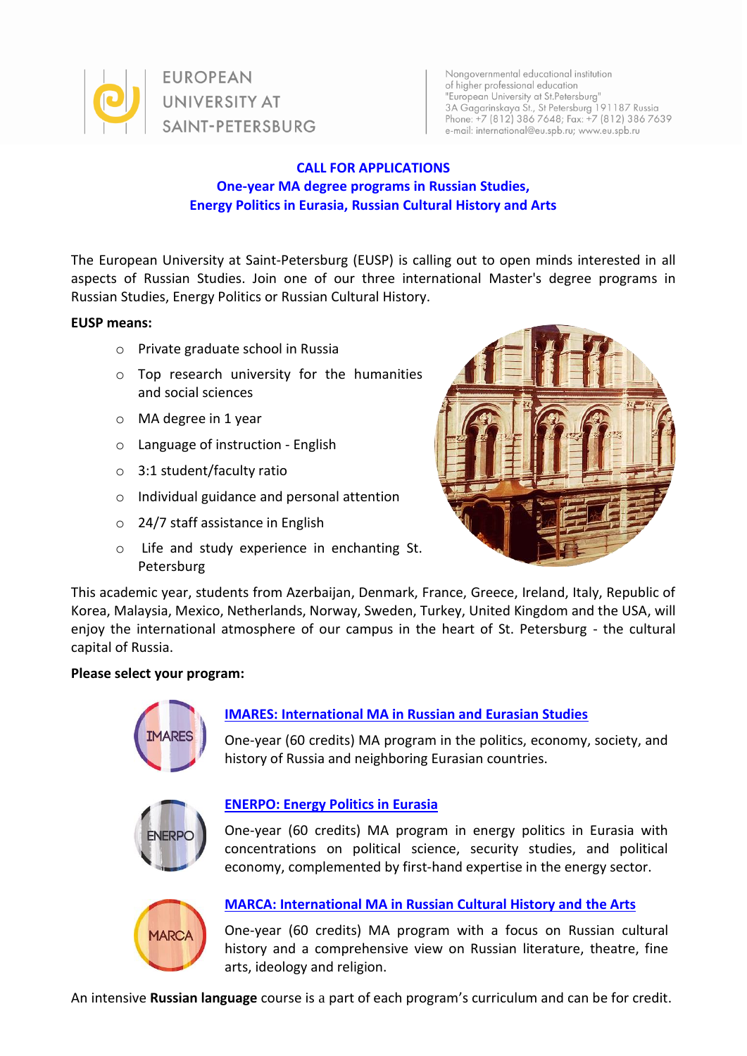EUROPEAN UNIVERSITY AT SAINT-PETERSBURG

Nongovernmental educational institution
of higher professional education
"European University at St.Petersburg"
3A Gagarinskaya St., St Petersburg 191187 Russia
Phone: +7 (812) 386 7648; Fax: +7 (812) 386 7639
e-mail: international@eu.spb.ru; www.eu.spb.ru

## CALL FOR APPLICATIONS
## One-year MA degree programs in Russian Studies, Energy Politics in Eurasia, Russian Cultural History and Arts

The European University at Saint-Petersburg (EUSP) is calling out to open minds interested in all aspects of Russian Studies. Join one of our three international Master's degree programs in Russian Studies, Energy Politics or Russian Cultural History.

**EUSP means:**

- Private graduate school in Russia
- Top research university for the humanities and social sciences
- MA degree in 1 year
- Language of instruction - English
- 3:1 student/faculty ratio
- Individual guidance and personal attention
- 24/7 staff assistance in English
- Life and study experience in enchanting St. Petersburg

This academic year, students from Azerbaijan, Denmark, France, Greece, Ireland, Italy, Republic of Korea, Malaysia, Mexico, Netherlands, Norway, Sweden, Turkey, United Kingdom and the USA, will enjoy the international atmosphere of our campus in the heart of St. Petersburg - the cultural capital of Russia.

**Please select your program:**

**IMARES: International MA in Russian and Eurasian Studies**

One-year (60 credits) MA program in the politics, economy, society, and history of Russia and neighboring Eurasian countries.

**ENERPO: Energy Politics in Eurasia**

One-year (60 credits) MA program in energy politics in Eurasia with concentrations on political science, security studies, and political economy, complemented by first-hand expertise in the energy sector.

**MARCA: International MA in Russian Cultural History and the Arts**

One-year (60 credits) MA program with a focus on Russian cultural history and a comprehensive view on Russian literature, theatre, fine arts, ideology and religion.

An intensive **Russian language** course is a part of each program's curriculum and can be for credit.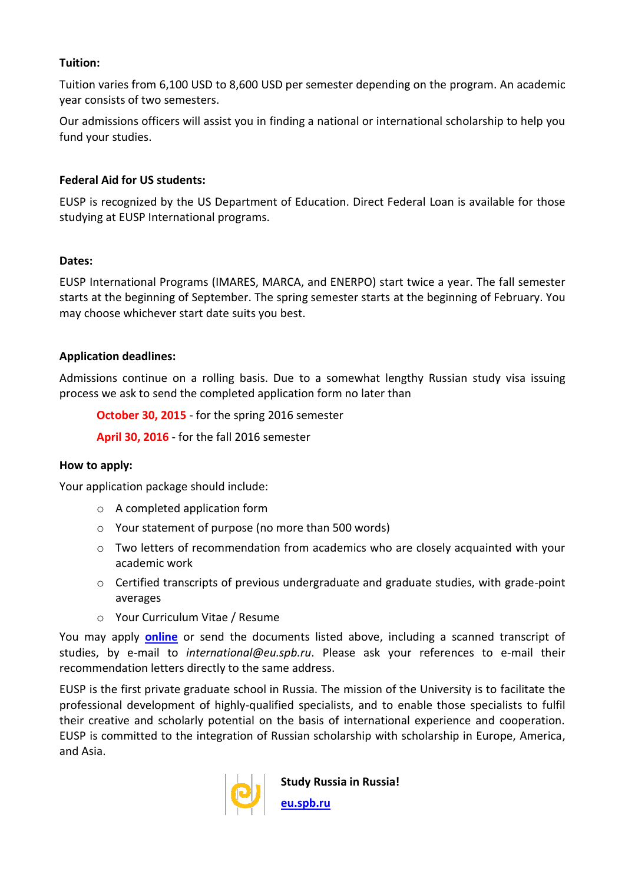**Tuition:**

Tuition varies from 6,100 USD to 8,600 USD per semester depending on the program. An academic year consists of two semesters.

Our admissions officers will assist you in finding a national or international scholarship to help you fund your studies.

**Federal Aid for US students:**

EUSP is recognized by the US Department of Education. Direct Federal Loan is available for those studying at EUSP International programs.

**Dates:**

EUSP International Programs (IMARES, MARCA, and ENERPO) start twice a year. The fall semester starts at the beginning of September. The spring semester starts at the beginning of February. You may choose whichever start date suits you best.

**Application deadlines:**

Admissions continue on a rolling basis. Due to a somewhat lengthy Russian study visa issuing process we ask to send the completed application form no later than

**October 30, 2015** - for the spring 2016 semester

**April 30, 2016** - for the fall 2016 semester

**How to apply:**

Your application package should include:

- A completed application form
- Your statement of purpose (no more than 500 words)
- Two letters of recommendation from academics who are closely acquainted with your academic work
- Certified transcripts of previous undergraduate and graduate studies, with grade-point averages
- Your Curriculum Vitae / Resume

You may apply **online** or send the documents listed above, including a scanned transcript of studies, by e-mail to *international@eu.spb.ru*. Please ask your references to e-mail their recommendation letters directly to the same address.

EUSP is the first private graduate school in Russia. The mission of the University is to facilitate the professional development of highly-qualified specialists, and to enable those specialists to fulfil their creative and scholarly potential on the basis of international experience and cooperation. EUSP is committed to the integration of Russian scholarship with scholarship in Europe, America, and Asia.

**Study Russia in Russia!**

**eu.spb.ru**